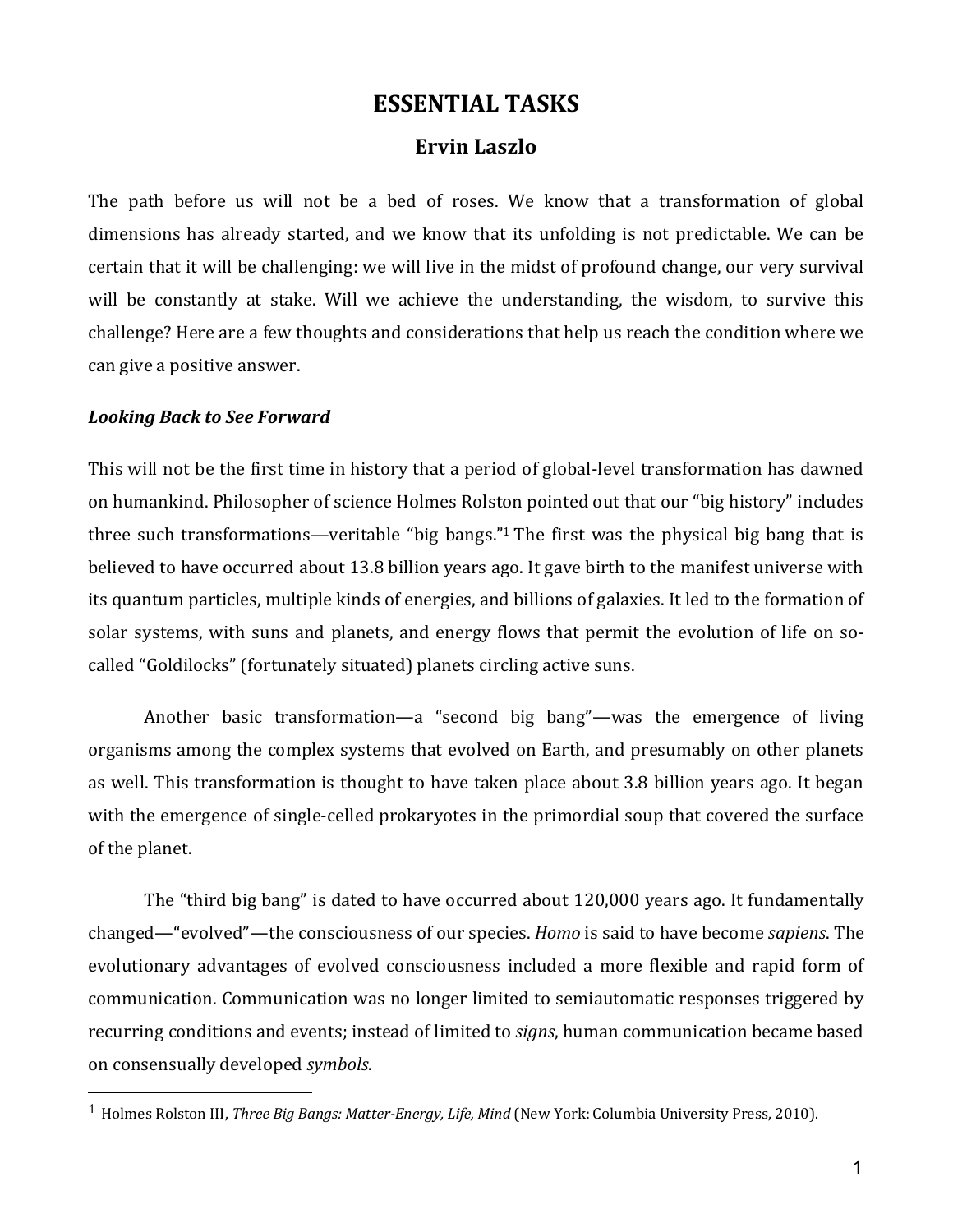# ESSENTIAL TASKS

## Ervin Laszlo

The path before us will not be a bed of roses. We know that a transformation of global dimensions has already started, and we know that its unfolding is not predictable. We can be certain that it will be challenging: we will live in the midst of profound change, our very survival will be constantly at stake. Will we achieve the understanding, the wisdom, to survive this challenge? Here are a few thoughts and considerations that help us reach the condition where we can give a positive answer.

***Looking Back to See Forward***

This will not be the first time in history that a period of global-level transformation has dawned on humankind. Philosopher of science Holmes Rolston pointed out that our "big history" includes three such transformations—veritable "big bangs."[1] The first was the physical big bang that is believed to have occurred about 13.8 billion years ago. It gave birth to the manifest universe with its quantum particles, multiple kinds of energies, and billions of galaxies. It led to the formation of solar systems, with suns and planets, and energy flows that permit the evolution of life on so-called "Goldilocks" (fortunately situated) planets circling active suns.

Another basic transformation—a "second big bang"—was the emergence of living organisms among the complex systems that evolved on Earth, and presumably on other planets as well. This transformation is thought to have taken place about 3.8 billion years ago. It began with the emergence of single-celled prokaryotes in the primordial soup that covered the surface of the planet.

The "third big bang" is dated to have occurred about 120,000 years ago. It fundamentally changed—"evolved"—the consciousness of our species. *Homo* is said to have become *sapiens*. The evolutionary advantages of evolved consciousness included a more flexible and rapid form of communication. Communication was no longer limited to semiautomatic responses triggered by recurring conditions and events; instead of limited to *signs*, human communication became based on consensually developed *symbols*.

[1] Holmes Rolston III, *Three Big Bangs: Matter-Energy, Life, Mind* (New York: Columbia University Press, 2010).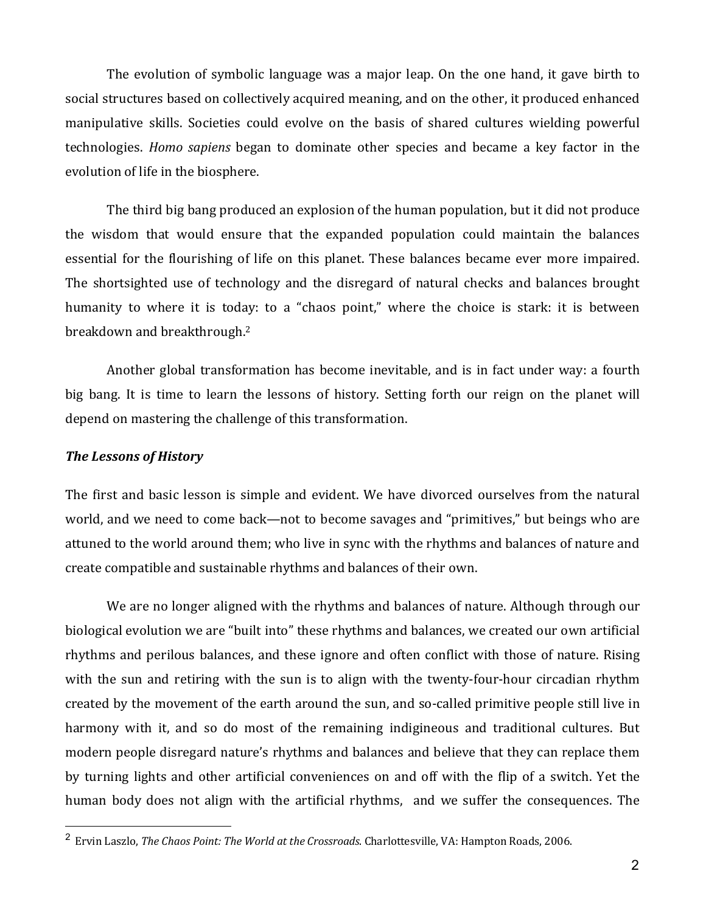The evolution of symbolic language was a major leap. On the one hand, it gave birth to social structures based on collectively acquired meaning, and on the other, it produced enhanced manipulative skills. Societies could evolve on the basis of shared cultures wielding powerful technologies. *Homo sapiens* began to dominate other species and became a key factor in the evolution of life in the biosphere.

The third big bang produced an explosion of the human population, but it did not produce the wisdom that would ensure that the expanded population could maintain the balances essential for the flourishing of life on this planet. These balances became ever more impaired. The shortsighted use of technology and the disregard of natural checks and balances brought humanity to where it is today: to a "chaos point," where the choice is stark: it is between breakdown and breakthrough.[2]

Another global transformation has become inevitable, and is in fact under way: a fourth big bang. It is time to learn the lessons of history. Setting forth our reign on the planet will depend on mastering the challenge of this transformation.

***The Lessons of History***

The first and basic lesson is simple and evident. We have divorced ourselves from the natural world, and we need to come back—not to become savages and "primitives," but beings who are attuned to the world around them; who live in sync with the rhythms and balances of nature and create compatible and sustainable rhythms and balances of their own.

We are no longer aligned with the rhythms and balances of nature. Although through our biological evolution we are "built into" these rhythms and balances, we created our own artificial rhythms and perilous balances, and these ignore and often conflict with those of nature. Rising with the sun and retiring with the sun is to align with the twenty-four-hour circadian rhythm created by the movement of the earth around the sun, and so-called primitive people still live in harmony with it, and so do most of the remaining indigineous and traditional cultures. But modern people disregard nature's rhythms and balances and believe that they can replace them by turning lights and other artificial conveniences on and off with the flip of a switch. Yet the human body does not align with the artificial rhythms, and we suffer the consequences. The

[2] Ervin Laszlo, *The Chaos Point: The World at the Crossroads*. Charlottesville, VA: Hampton Roads, 2006.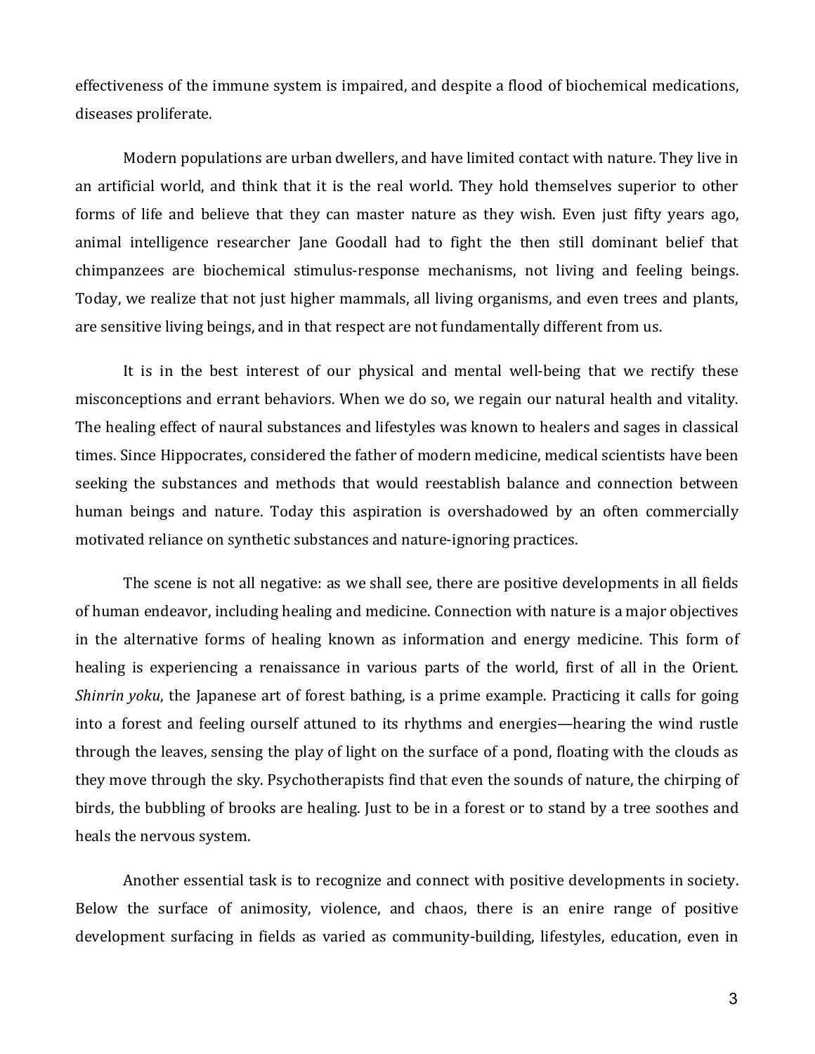effectiveness of the immune system is impaired, and despite a flood of biochemical medications, diseases proliferate.

Modern populations are urban dwellers, and have limited contact with nature. They live in an artificial world, and think that it is the real world. They hold themselves superior to other forms of life and believe that they can master nature as they wish. Even just fifty years ago, animal intelligence researcher Jane Goodall had to fight the then still dominant belief that chimpanzees are biochemical stimulus-response mechanisms, not living and feeling beings. Today, we realize that not just higher mammals, all living organisms, and even trees and plants, are sensitive living beings, and in that respect are not fundamentally different from us.

It is in the best interest of our physical and mental well-being that we rectify these misconceptions and errant behaviors. When we do so, we regain our natural health and vitality. The healing effect of naural substances and lifestyles was known to healers and sages in classical times. Since Hippocrates, considered the father of modern medicine, medical scientists have been seeking the substances and methods that would reestablish balance and connection between human beings and nature. Today this aspiration is overshadowed by an often commercially motivated reliance on synthetic substances and nature-ignoring practices.

The scene is not all negative: as we shall see, there are positive developments in all fields of human endeavor, including healing and medicine. Connection with nature is a major objectives in the alternative forms of healing known as information and energy medicine. This form of healing is experiencing a renaissance in various parts of the world, first of all in the Orient. *Shinrin yoku*, the Japanese art of forest bathing, is a prime example. Practicing it calls for going into a forest and feeling ourself attuned to its rhythms and energies—hearing the wind rustle through the leaves, sensing the play of light on the surface of a pond, floating with the clouds as they move through the sky. Psychotherapists find that even the sounds of nature, the chirping of birds, the bubbling of brooks are healing. Just to be in a forest or to stand by a tree soothes and heals the nervous system.

Another essential task is to recognize and connect with positive developments in society. Below the surface of animosity, violence, and chaos, there is an enire range of positive development surfacing in fields as varied as community-building, lifestyles, education, even in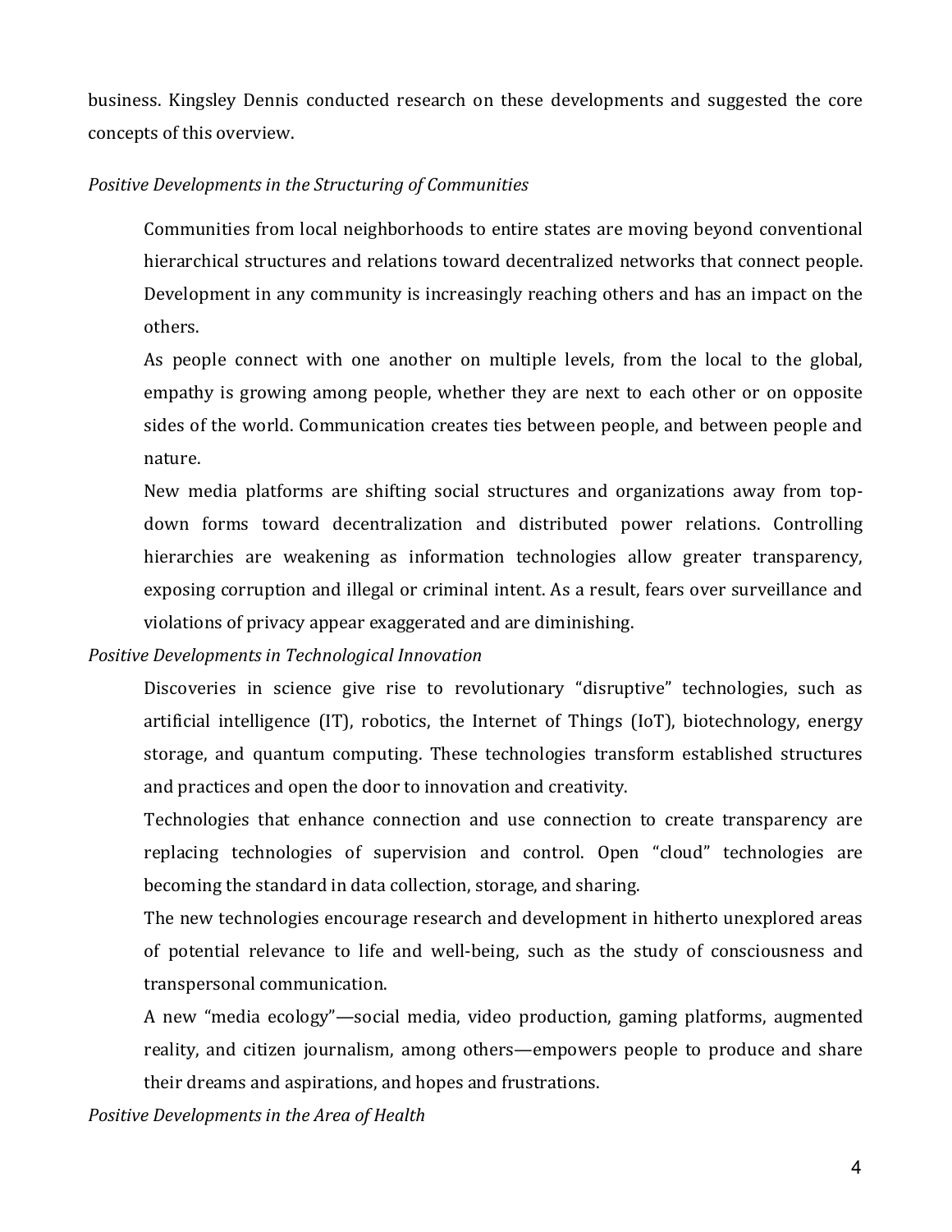business. Kingsley Dennis conducted research on these developments and suggested the core concepts of this overview.

*Positive Developments in the Structuring of Communities*

Communities from local neighborhoods to entire states are moving beyond conventional hierarchical structures and relations toward decentralized networks that connect people. Development in any community is increasingly reaching others and has an impact on the others.

As people connect with one another on multiple levels, from the local to the global, empathy is growing among people, whether they are next to each other or on opposite sides of the world. Communication creates ties between people, and between people and nature.

New media platforms are shifting social structures and organizations away from top-down forms toward decentralization and distributed power relations. Controlling hierarchies are weakening as information technologies allow greater transparency, exposing corruption and illegal or criminal intent. As a result, fears over surveillance and violations of privacy appear exaggerated and are diminishing.

*Positive Developments in Technological Innovation*

Discoveries in science give rise to revolutionary "disruptive" technologies, such as artificial intelligence (IT), robotics, the Internet of Things (IoT), biotechnology, energy storage, and quantum computing. These technologies transform established structures and practices and open the door to innovation and creativity.

Technologies that enhance connection and use connection to create transparency are replacing technologies of supervision and control. Open "cloud" technologies are becoming the standard in data collection, storage, and sharing.

The new technologies encourage research and development in hitherto unexplored areas of potential relevance to life and well-being, such as the study of consciousness and transpersonal communication.

A new "media ecology"—social media, video production, gaming platforms, augmented reality, and citizen journalism, among others—empowers people to produce and share their dreams and aspirations, and hopes and frustrations.

*Positive Developments in the Area of Health*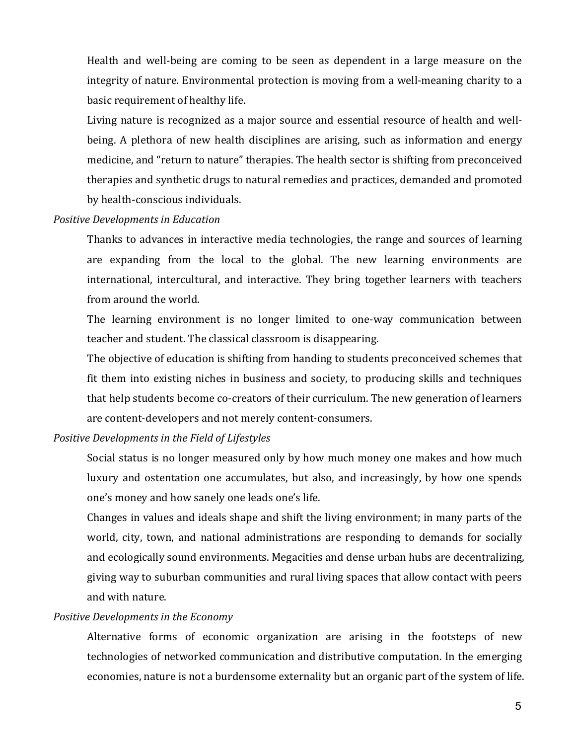Health and well-being are coming to be seen as dependent in a large measure on the integrity of nature. Environmental protection is moving from a well-meaning charity to a basic requirement of healthy life.

Living nature is recognized as a major source and essential resource of health and well-being. A plethora of new health disciplines are arising, such as information and energy medicine, and "return to nature" therapies. The health sector is shifting from preconceived therapies and synthetic drugs to natural remedies and practices, demanded and promoted by health-conscious individuals.

*Positive Developments in Education*

Thanks to advances in interactive media technologies, the range and sources of learning are expanding from the local to the global. The new learning environments are international, intercultural, and interactive. They bring together learners with teachers from around the world.

The learning environment is no longer limited to one-way communication between teacher and student. The classical classroom is disappearing.

The objective of education is shifting from handing to students preconceived schemes that fit them into existing niches in business and society, to producing skills and techniques that help students become co-creators of their curriculum. The new generation of learners are content-developers and not merely content-consumers.

*Positive Developments in the Field of Lifestyles*

Social status is no longer measured only by how much money one makes and how much luxury and ostentation one accumulates, but also, and increasingly, by how one spends one's money and how sanely one leads one's life.

Changes in values and ideals shape and shift the living environment; in many parts of the world, city, town, and national administrations are responding to demands for socially and ecologically sound environments. Megacities and dense urban hubs are decentralizing, giving way to suburban communities and rural living spaces that allow contact with peers and with nature.

*Positive Developments in the Economy*

Alternative forms of economic organization are arising in the footsteps of new technologies of networked communication and distributive computation. In the emerging economies, nature is not a burdensome externality but an organic part of the system of life.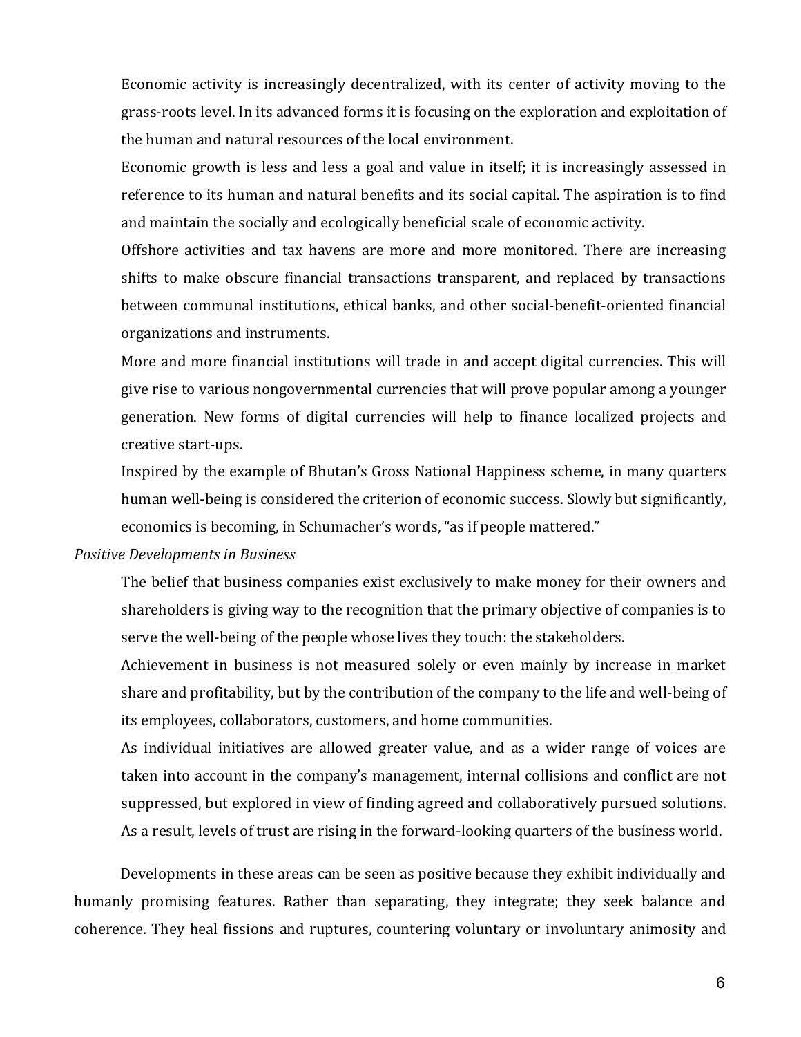Economic activity is increasingly decentralized, with its center of activity moving to the grass-roots level. In its advanced forms it is focusing on the exploration and exploitation of the human and natural resources of the local environment.

Economic growth is less and less a goal and value in itself; it is increasingly assessed in reference to its human and natural benefits and its social capital. The aspiration is to find and maintain the socially and ecologically beneficial scale of economic activity.

Offshore activities and tax havens are more and more monitored. There are increasing shifts to make obscure financial transactions transparent, and replaced by transactions between communal institutions, ethical banks, and other social-benefit-oriented financial organizations and instruments.

More and more financial institutions will trade in and accept digital currencies. This will give rise to various nongovernmental currencies that will prove popular among a younger generation. New forms of digital currencies will help to finance localized projects and creative start-ups.

Inspired by the example of Bhutan's Gross National Happiness scheme, in many quarters human well-being is considered the criterion of economic success. Slowly but significantly, economics is becoming, in Schumacher's words, "as if people mattered."

*Positive Developments in Business*

The belief that business companies exist exclusively to make money for their owners and shareholders is giving way to the recognition that the primary objective of companies is to serve the well-being of the people whose lives they touch: the stakeholders.

Achievement in business is not measured solely or even mainly by increase in market share and profitability, but by the contribution of the company to the life and well-being of its employees, collaborators, customers, and home communities.

As individual initiatives are allowed greater value, and as a wider range of voices are taken into account in the company's management, internal collisions and conflict are not suppressed, but explored in view of finding agreed and collaboratively pursued solutions. As a result, levels of trust are rising in the forward-looking quarters of the business world.

Developments in these areas can be seen as positive because they exhibit individually and humanly promising features. Rather than separating, they integrate; they seek balance and coherence. They heal fissions and ruptures, countering voluntary or involuntary animosity and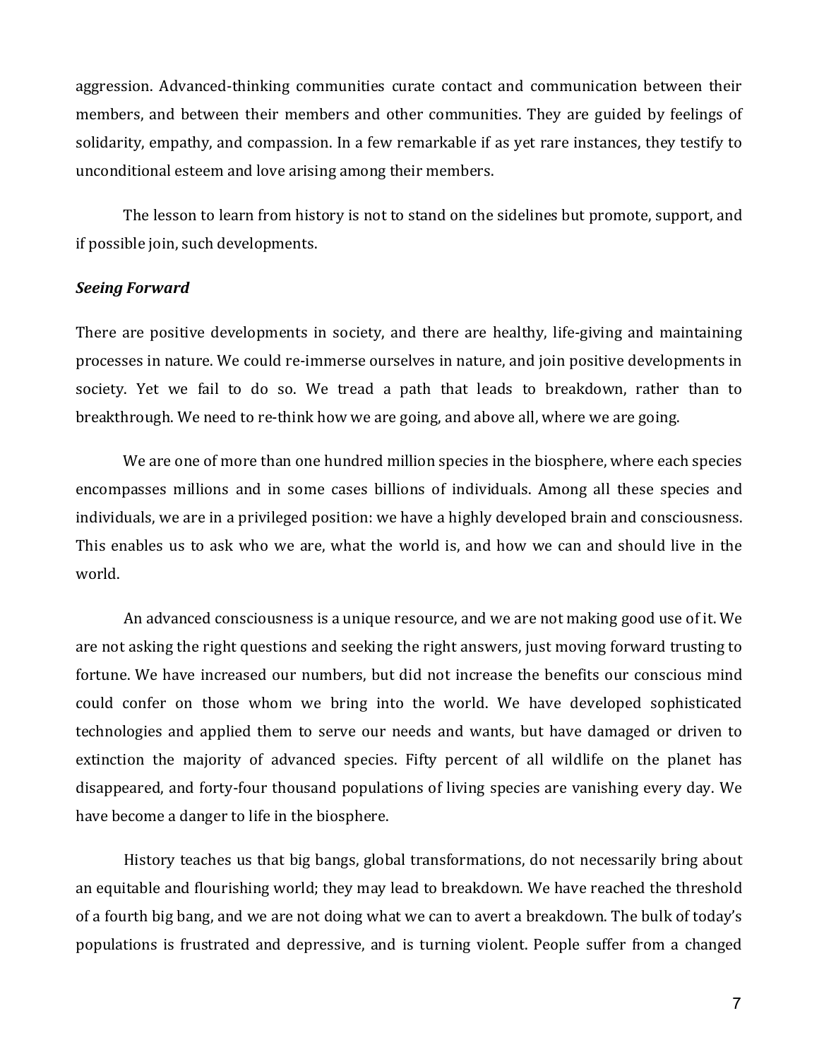aggression. Advanced-thinking communities curate contact and communication between their members, and between their members and other communities. They are guided by feelings of solidarity, empathy, and compassion. In a few remarkable if as yet rare instances, they testify to unconditional esteem and love arising among their members.

The lesson to learn from history is not to stand on the sidelines but promote, support, and if possible join, such developments.

***Seeing Forward***

There are positive developments in society, and there are healthy, life-giving and maintaining processes in nature. We could re-immerse ourselves in nature, and join positive developments in society. Yet we fail to do so. We tread a path that leads to breakdown, rather than to breakthrough. We need to re-think how we are going, and above all, where we are going.

We are one of more than one hundred million species in the biosphere, where each species encompasses millions and in some cases billions of individuals. Among all these species and individuals, we are in a privileged position: we have a highly developed brain and consciousness. This enables us to ask who we are, what the world is, and how we can and should live in the world.

An advanced consciousness is a unique resource, and we are not making good use of it. We are not asking the right questions and seeking the right answers, just moving forward trusting to fortune. We have increased our numbers, but did not increase the benefits our conscious mind could confer on those whom we bring into the world. We have developed sophisticated technologies and applied them to serve our needs and wants, but have damaged or driven to extinction the majority of advanced species. Fifty percent of all wildlife on the planet has disappeared, and forty-four thousand populations of living species are vanishing every day. We have become a danger to life in the biosphere.

History teaches us that big bangs, global transformations, do not necessarily bring about an equitable and flourishing world; they may lead to breakdown. We have reached the threshold of a fourth big bang, and we are not doing what we can to avert a breakdown. The bulk of today's populations is frustrated and depressive, and is turning violent. People suffer from a changed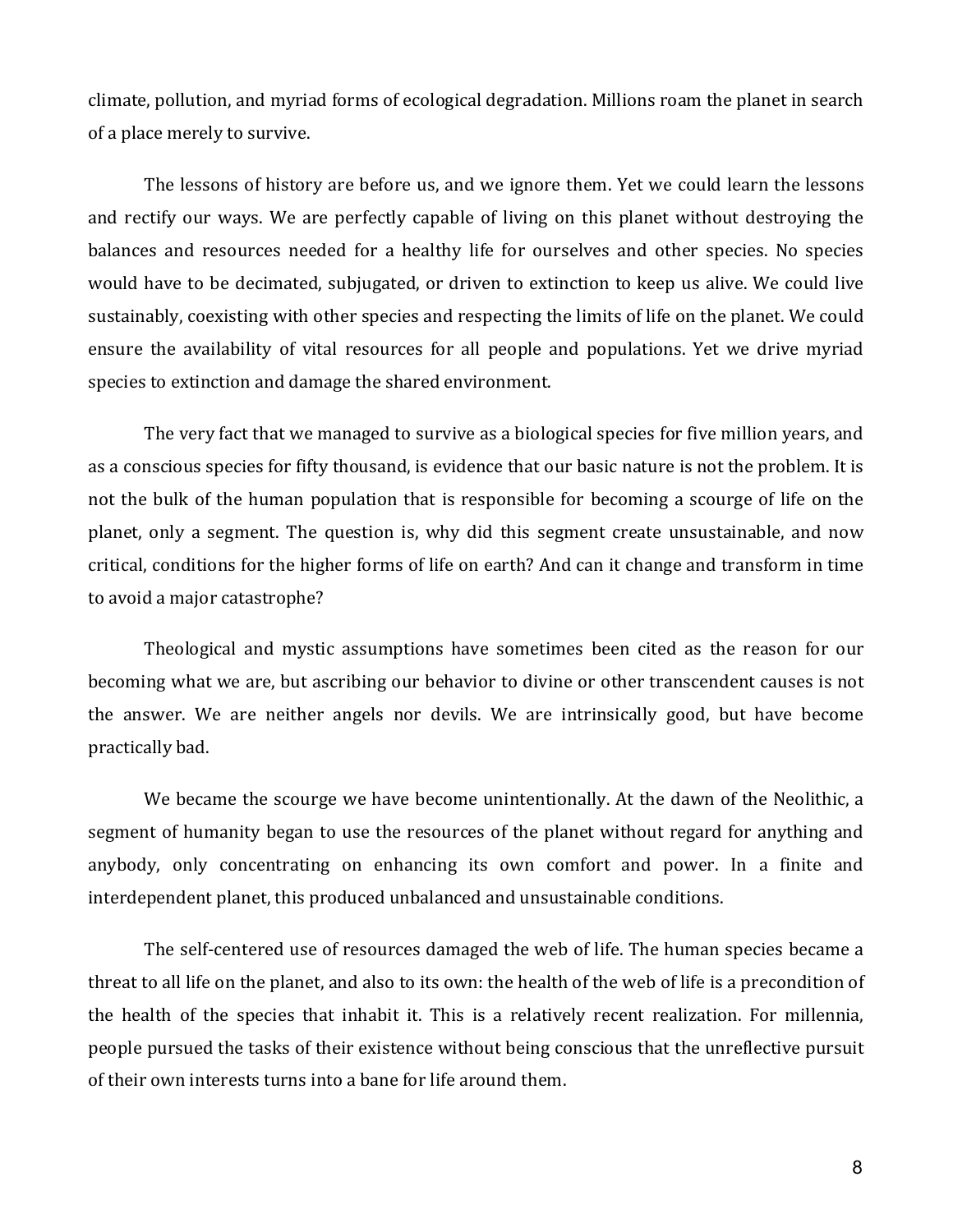climate, pollution, and myriad forms of ecological degradation. Millions roam the planet in search of a place merely to survive.

The lessons of history are before us, and we ignore them. Yet we could learn the lessons and rectify our ways. We are perfectly capable of living on this planet without destroying the balances and resources needed for a healthy life for ourselves and other species. No species would have to be decimated, subjugated, or driven to extinction to keep us alive. We could live sustainably, coexisting with other species and respecting the limits of life on the planet. We could ensure the availability of vital resources for all people and populations. Yet we drive myriad species to extinction and damage the shared environment.

The very fact that we managed to survive as a biological species for five million years, and as a conscious species for fifty thousand, is evidence that our basic nature is not the problem. It is not the bulk of the human population that is responsible for becoming a scourge of life on the planet, only a segment. The question is, why did this segment create unsustainable, and now critical, conditions for the higher forms of life on earth? And can it change and transform in time to avoid a major catastrophe?

Theological and mystic assumptions have sometimes been cited as the reason for our becoming what we are, but ascribing our behavior to divine or other transcendent causes is not the answer. We are neither angels nor devils. We are intrinsically good, but have become practically bad.

We became the scourge we have become unintentionally. At the dawn of the Neolithic, a segment of humanity began to use the resources of the planet without regard for anything and anybody, only concentrating on enhancing its own comfort and power. In a finite and interdependent planet, this produced unbalanced and unsustainable conditions.

The self-centered use of resources damaged the web of life. The human species became a threat to all life on the planet, and also to its own: the health of the web of life is a precondition of the health of the species that inhabit it. This is a relatively recent realization. For millennia, people pursued the tasks of their existence without being conscious that the unreflective pursuit of their own interests turns into a bane for life around them.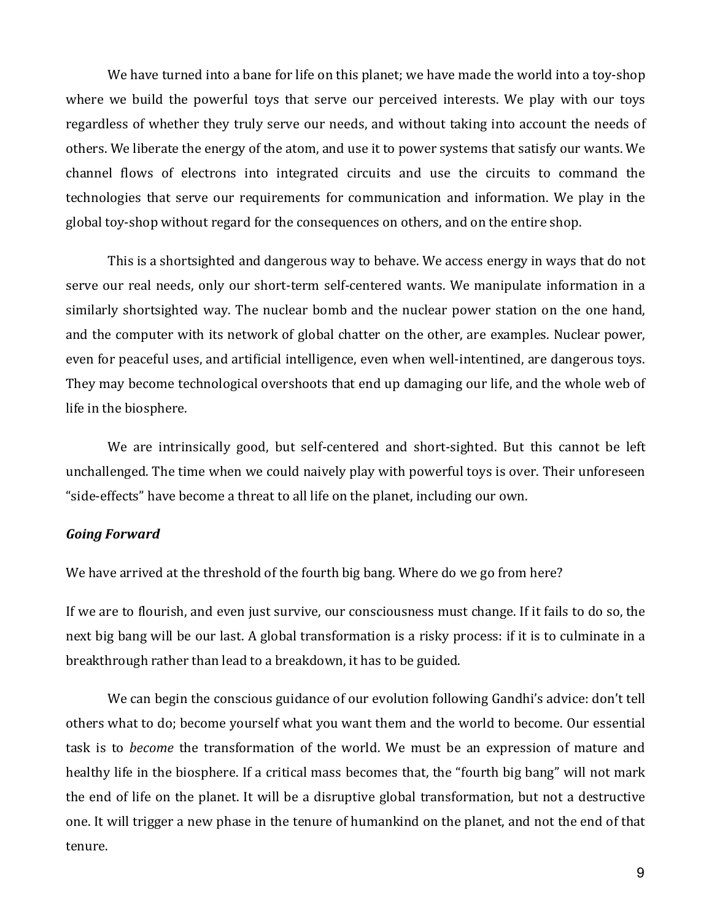We have turned into a bane for life on this planet; we have made the world into a toy-shop where we build the powerful toys that serve our perceived interests. We play with our toys regardless of whether they truly serve our needs, and without taking into account the needs of others. We liberate the energy of the atom, and use it to power systems that satisfy our wants. We channel flows of electrons into integrated circuits and use the circuits to command the technologies that serve our requirements for communication and information. We play in the global toy-shop without regard for the consequences on others, and on the entire shop.

This is a shortsighted and dangerous way to behave. We access energy in ways that do not serve our real needs, only our short-term self-centered wants. We manipulate information in a similarly shortsighted way. The nuclear bomb and the nuclear power station on the one hand, and the computer with its network of global chatter on the other, are examples. Nuclear power, even for peaceful uses, and artificial intelligence, even when well-intentined, are dangerous toys. They may become technological overshoots that end up damaging our life, and the whole web of life in the biosphere.

We are intrinsically good, but self-centered and short-sighted. But this cannot be left unchallenged. The time when we could naively play with powerful toys is over. Their unforeseen "side-effects" have become a threat to all life on the planet, including our own.

***Going Forward***

We have arrived at the threshold of the fourth big bang. Where do we go from here?

If we are to flourish, and even just survive, our consciousness must change. If it fails to do so, the next big bang will be our last. A global transformation is a risky process: if it is to culminate in a breakthrough rather than lead to a breakdown, it has to be guided.

We can begin the conscious guidance of our evolution following Gandhi's advice: don't tell others what to do; become yourself what you want them and the world to become. Our essential task is to *become* the transformation of the world. We must be an expression of mature and healthy life in the biosphere. If a critical mass becomes that, the "fourth big bang" will not mark the end of life on the planet. It will be a disruptive global transformation, but not a destructive one. It will trigger a new phase in the tenure of humankind on the planet, and not the end of that tenure.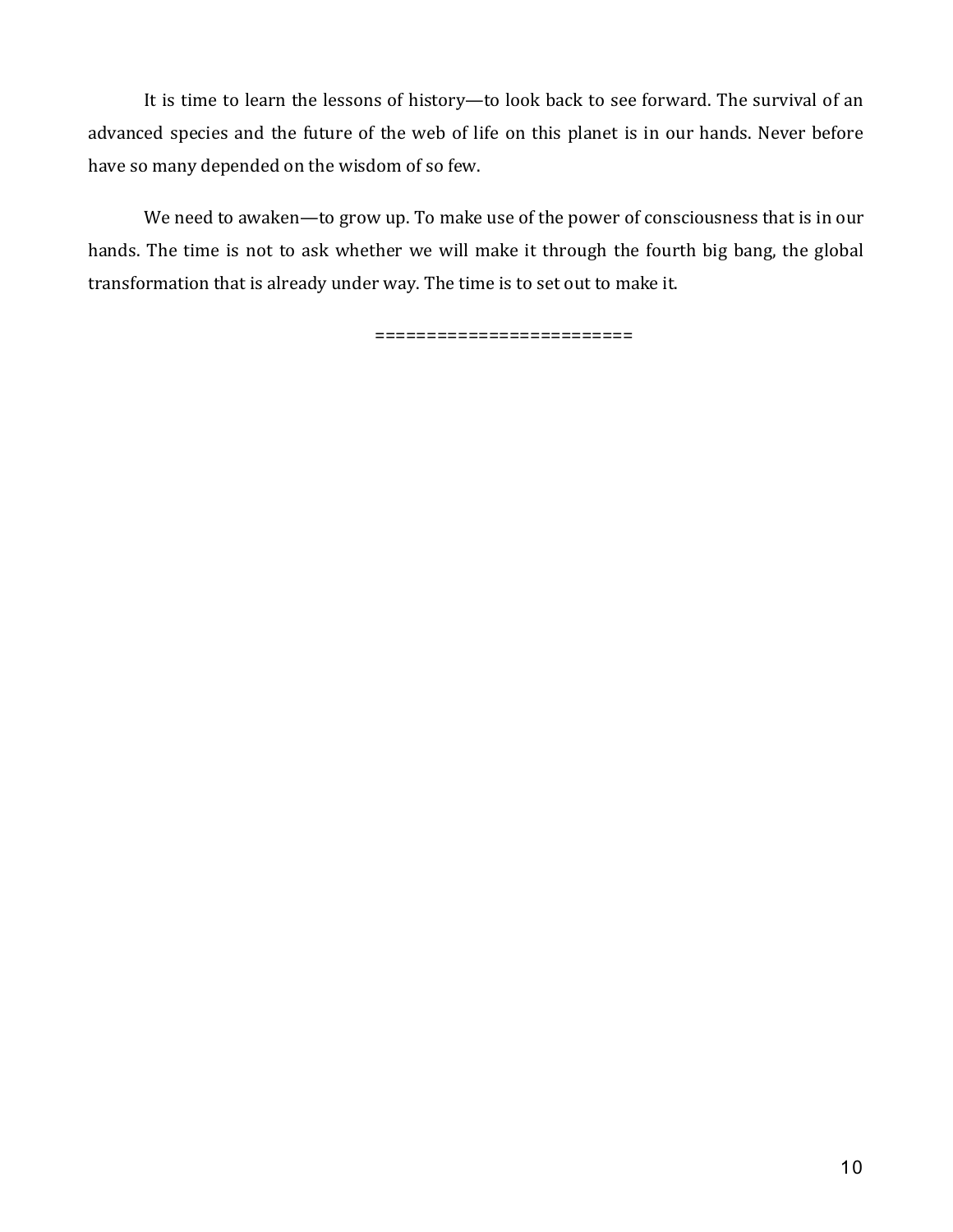It is time to learn the lessons of history—to look back to see forward. The survival of an advanced species and the future of the web of life on this planet is in our hands. Never before have so many depended on the wisdom of so few.

We need to awaken—to grow up. To make use of the power of consciousness that is in our hands. The time is not to ask whether we will make it through the fourth big bang, the global transformation that is already under way. The time is to set out to make it.

========================